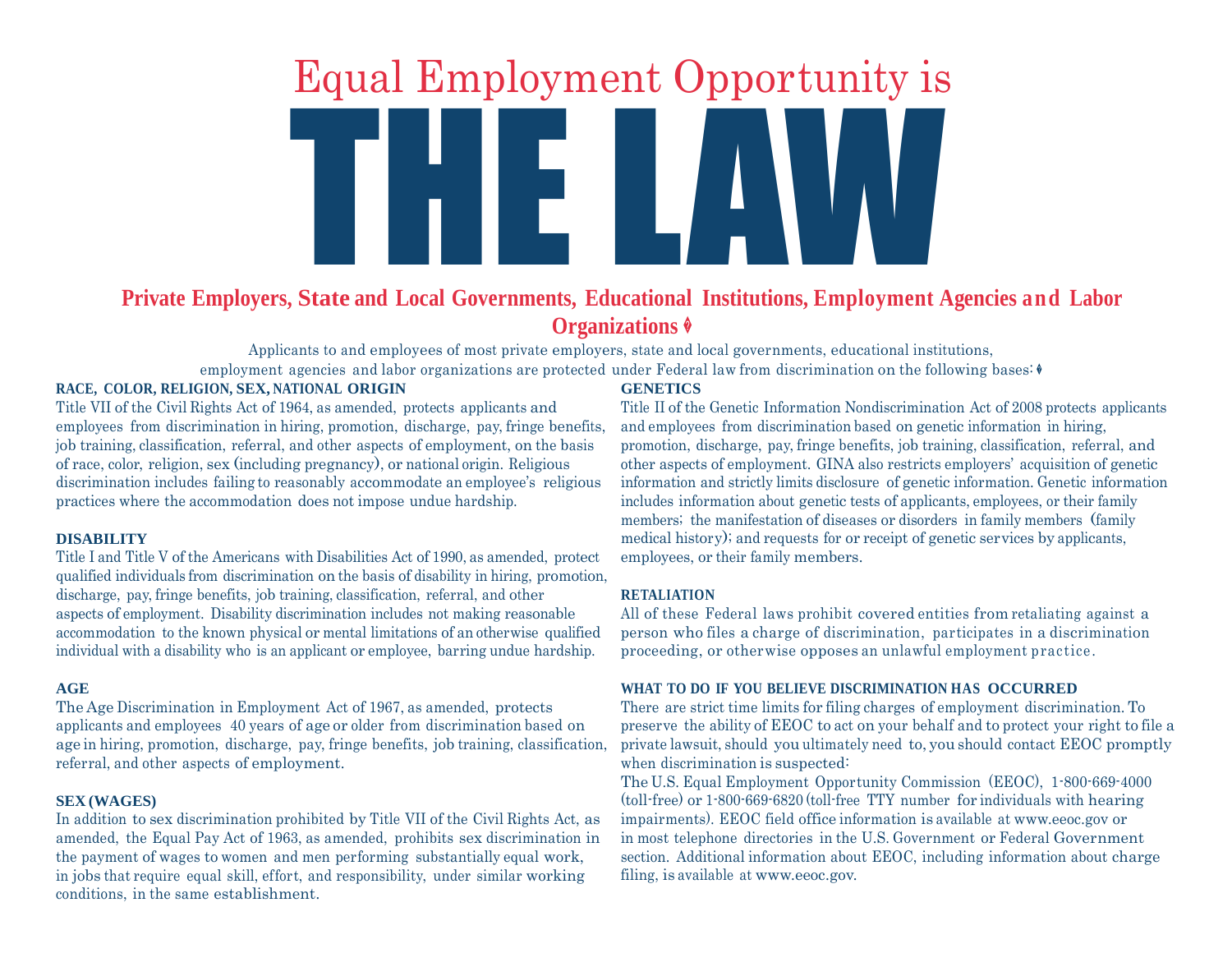# Equal Employment Opportunity is THE LAW

## Private Employers, State and Local Governments, Educational Institutions, Employment Agencies and Labor Organizations ◊

Applicants to and employees of most private employers, state and local governments, educational institutions, employment agencies and labor organizations are protected under Federal law from discrimination on the following bases: ◊

### RACE, COLOR, RELIGION, SEX, NATIONAL ORIGIN

Title VII of the Civil Rights Act of 1964, as amended, protects applicants and employees from discrimination in hiring, promotion, discharge, pay, fringe benefits, job training, classification, referral, and other aspects of employment, on the basis of race, color, religion, sex (including pregnancy), or national origin. Religious discrimination includes failing to reasonably accommodate an employee's religious practices where the accommodation does not impose undue hardship.

### DISABILITY

Title I and Title V of the Americans with Disabilities Act of 1990, as amended, protect qualified individuals from discrimination on the basis of disability in hiring, promotion, discharge, pay, fringe benefits, job training, classification, referral, and other aspects of employment. Disability discrimination includes not making reasonable accommodation to the known physical or mental limitations of an otherwise qualified individual with a disability who is an applicant or employee, barring undue hardship.

### AGE

The Age Discrimination in Employment Act of 1967, as amended, protects applicants and employees 40 years of age or older from discrimination based on age in hiring, promotion, discharge, pay, fringe benefits, job training, classification, referral, and other aspects of employment.

### SEX (WAGES)

In addition to sex discrimination prohibited by Title VII of the Civil Rights Act, as amended, the Equal Pay Act of 1963, as amended, prohibits sex discrimination in the payment of wages to women and men performing substantially equal work, in jobs that require equal skill, effort, and responsibility, under similar working conditions, in the same establishment.

### GENETICS

Title II of the Genetic Information Nondiscrimination Act of 2008 protects applicants and employees from discrimination based on genetic information in hiring, promotion, discharge, pay, fringe benefits, job training, classification, referral, and other aspects of employment. GINA also restricts employers' acquisition of genetic information and strictly limits disclosure of genetic information. Genetic information includes information about genetic tests of applicants, employees, or their family members; the manifestation of diseases or disorders in family members (family medical history); and requests for or receipt of genetic services by applicants, employees, or their family members.

### RETALIATION

All of these Federal laws prohibit covered entities from retaliating against a person who files a charge of discrimination, participates in a discrimination proceeding, or otherwise opposes an unlawful employment practice.

### WHAT TO DO IF YOU BELIEVE DISCRIMINATION HAS OCCURRED

There are strict time limits for filing charges of employment discrimination. To preserve the ability of EEOC to act on your behalf and to protect your right to file a private lawsuit, should you ultimately need to, you should contact EEOC promptly when discrimination is suspected:

The U.S. Equal Employment Opportunity Commission (EEOC), 1-800-669-4000 (toll-free) or 1-800-669-6820 (toll-free TTY number for individuals with hearing impairments). EEOC field office information is available at www.eeoc.gov or in most telephone directories in the U.S. Government or Federal Government section. Additional information about EEOC, including information about charge filing, is available at www.eeoc.gov.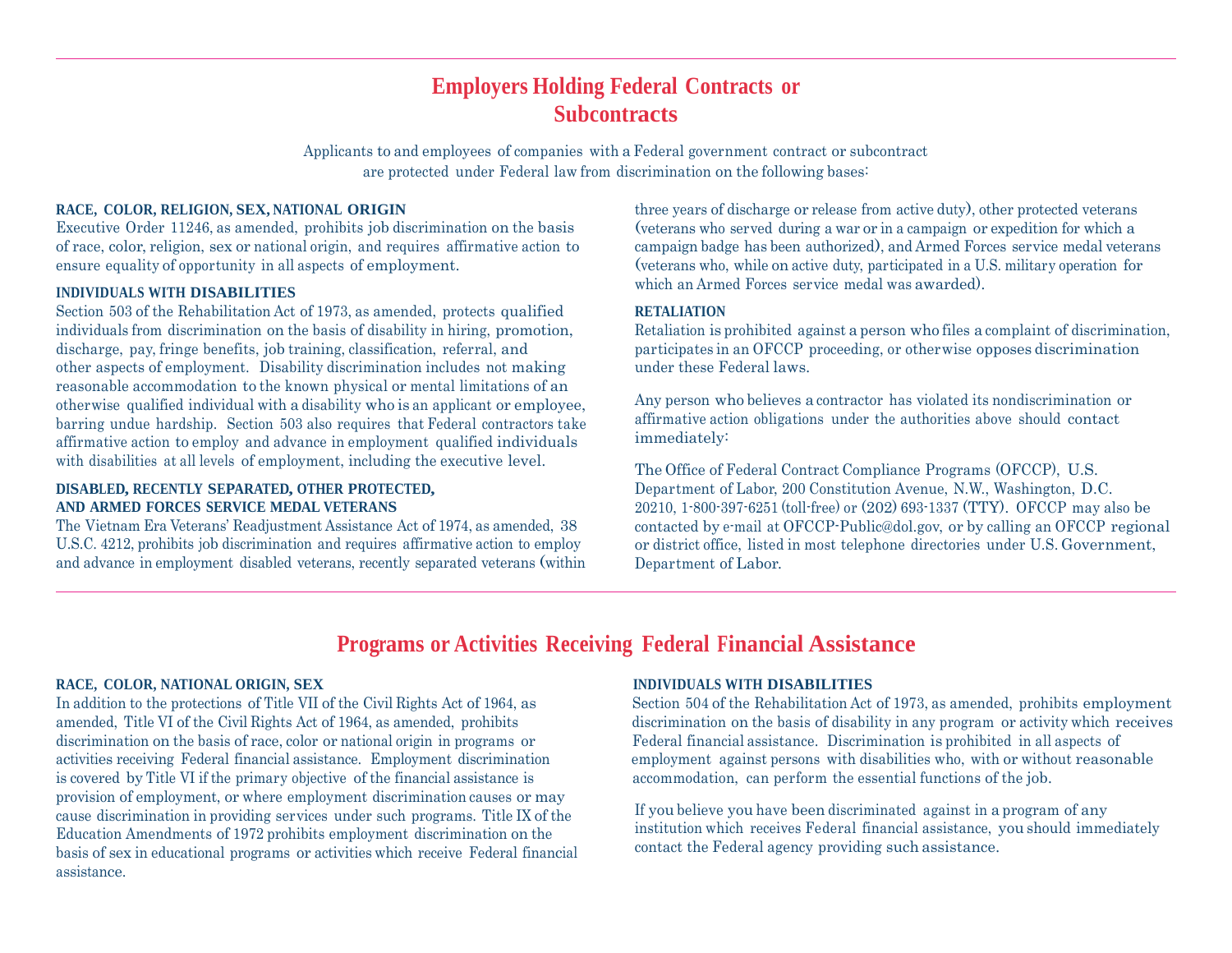## Employers Holding Federal Contracts or Subcontracts

Applicants to and employees of companies with a Federal government contract or subcontract are protected under Federal law from discrimination on the following bases:

### RACE, COLOR, RELIGION, SEX, NATIONAL ORIGIN

Executive Order 11246, as amended, prohibits job discrimination on the basis of race, color, religion, sex or national origin, and requires affirmative action to ensure equality of opportunity in all aspects of employment.

### INDIVIDUALS WITH DISABILITIES

Section 503 of the Rehabilitation Act of 1973, as amended, protects qualified individuals from discrimination on the basis of disability in hiring, promotion, discharge, pay, fringe benefits, job training, classification, referral, and other aspects of employment. Disability discrimination includes not making reasonable accommodation to the known physical or mental limitations of an otherwise qualified individual with a disability who is an applicant or employee, barring undue hardship. Section 503 also requires that Federal contractors take affirmative action to employ and advance in employment qualified individuals with disabilities at all levels of employment, including the executive level.

### DISABLED, RECENTLY SEPARATED, OTHER PROTECTED, AND ARMED FORCES SERVICE MEDAL VETERANS

The Vietnam Era Veterans' Readjustment Assistance Act of 1974, as amended, 38 U.S.C. 4212, prohibits job discrimination and requires affirmative action to employ and advance in employment disabled veterans, recently separated veterans (within three years of discharge or release from active duty), other protected veterans (veterans who served during a war or in a campaign or expedition for which a campaign badge has been authorized), and Armed Forces service medal veterans (veterans who, while on active duty, participated in a U.S. military operation for which an Armed Forces service medal was awarded).

### RETALIATION

Retaliation is prohibited against a person who files a complaint of discrimination, participates in an OFCCP proceeding, or otherwise opposes discrimination under these Federal laws.

Any person who believes a contractor has violated its nondiscrimination or affirmative action obligations under the authorities above should contact immediately:

The Office of Federal Contract Compliance Programs (OFCCP), U.S. Department of Labor, 200 Constitution Avenue, N.W., Washington, D.C. 20210, 1-800-397-6251 (toll-free) or (202) 693-1337 (TTY). OFCCP may also be contacted by e-mail at OFCCP-Public@dol.gov, or by calling an OFCCP regional or district office, listed in most telephone directories under U.S. Government, Department of Labor.

## Programs or Activities Receiving Federal Financial Assistance

### RACE, COLOR, NATIONAL ORIGIN, SEX

In addition to the protections of Title VII of the Civil Rights Act of 1964, as amended, Title VI of the Civil Rights Act of 1964, as amended, prohibits discrimination on the basis of race, color or national origin in programs or activities receiving Federal financial assistance. Employment discrimination is covered by Title VI if the primary objective of the financial assistance is provision of employment, or where employment discrimination causes or may cause discrimination in providing services under such programs. Title IX of the Education Amendments of 1972 prohibits employment discrimination on the basis of sex in educational programs or activities which receive Federal financial assistance.

### INDIVIDUALS WITH DISABILITIES

Section 504 of the Rehabilitation Act of 1973, as amended, prohibits employment discrimination on the basis of disability in any program or activity which receives Federal financial assistance. Discrimination is prohibited in all aspects of employment against persons with disabilities who, with or without reasonable accommodation, can perform the essential functions of the job.

If you believe you have been discriminated against in a program of any institution which receives Federal financial assistance, you should immediately contact the Federal agency providing such assistance.